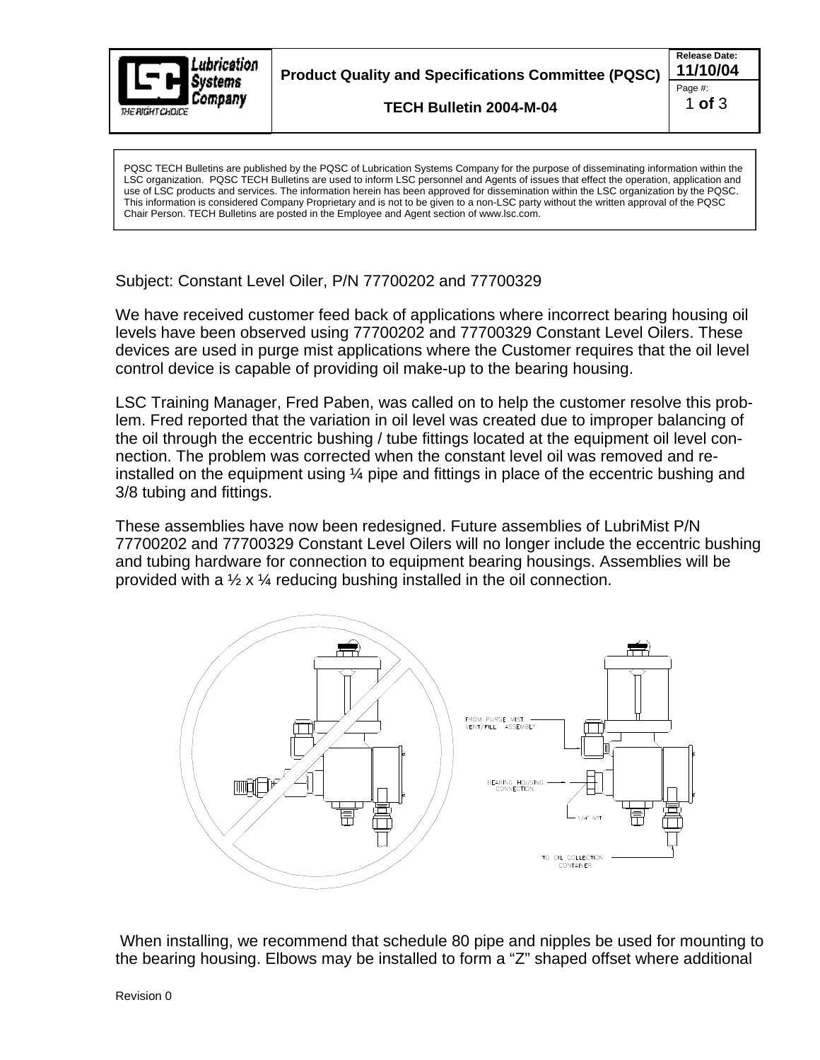**Product Quality and Specifications Committee (PQSC)**

**TECH Bulletin 2004-M-04**

**Release Date: 11/10/04**

PQSC TECH Bulletins are published by the PQSC of Lubrication Systems Company for the purpose of disseminating information within the LSC organization. PQSC TECH Bulletins are used to inform LSC personnel and Agents of issues that effect the operation, application and use of LSC products and services. The information herein has been approved for dissemination within the LSC organization by the PQSC. This information is considered Company Proprietary and is not to be given to a non-LSC party without the written approval of the PQSC Chair Person. TECH Bulletins are posted in the Employee and Agent section of www.lsc.com.

Subject: Constant Level Oiler, P/N 77700202 and 77700329

We have received customer feed back of applications where incorrect bearing housing oil levels have been observed using 77700202 and 77700329 Constant Level Oilers. These devices are used in purge mist applications where the Customer requires that the oil level control device is capable of providing oil make-up to the bearing housing.

LSC Training Manager, Fred Paben, was called on to help the customer resolve this problem. Fred reported that the variation in oil level was created due to improper balancing of the oil through the eccentric bushing / tube fittings located at the equipment oil level connection. The problem was corrected when the constant level oil was removed and re-installed on the equipment using ¼ pipe and fittings in place of the eccentric bushing and 3/8 tubing and fittings.

These assemblies have now been redesigned. Future assemblies of LubriMist P/N 77700202 and 77700329 Constant Level Oilers will no longer include the eccentric bushing and tubing hardware for connection to equipment bearing housings. Assemblies will be provided with a ½ x ¼ reducing bushing installed in the oil connection.

FROM PURGE MIST VENT/FILL ASSEMBLY

BEARING HOUSING CONNECTION

1/4" NPT

TO OIL COLLECTION CONTAINER

When installing, we recommend that schedule 80 pipe and nipples be used for mounting to the bearing housing. Elbows may be installed to form a "Z" shaped offset where additional

Revision 0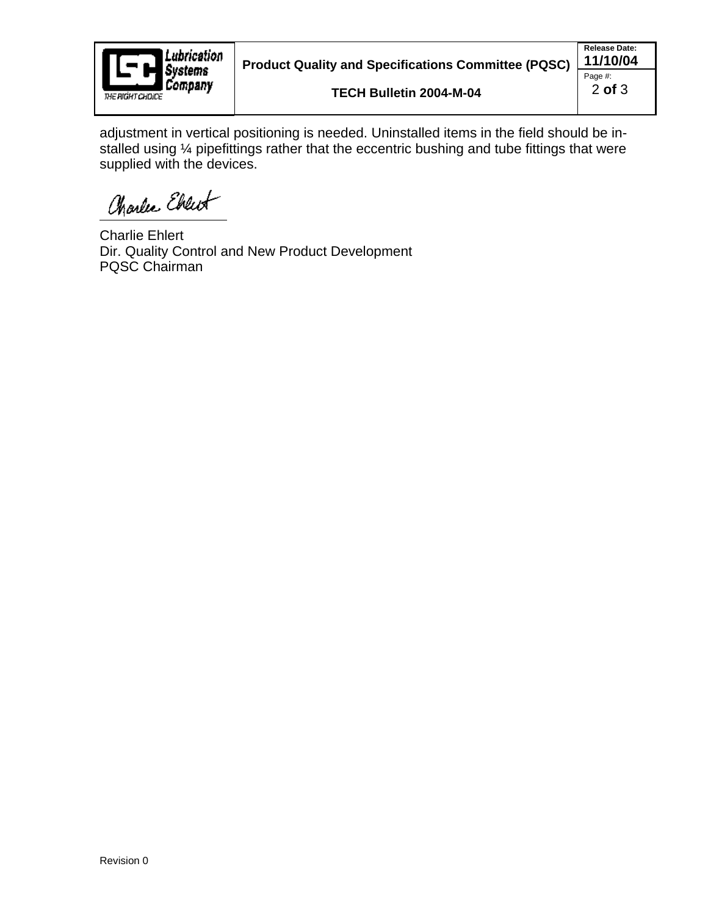adjustment in vertical positioning is needed. Uninstalled items in the field should be in-stalled using ¼ pipefittings rather that the eccentric bushing and tube fittings that were supplied with the devices.

Charlie Ehlert
Dir. Quality Control and New Product Development
PQSC Chairman